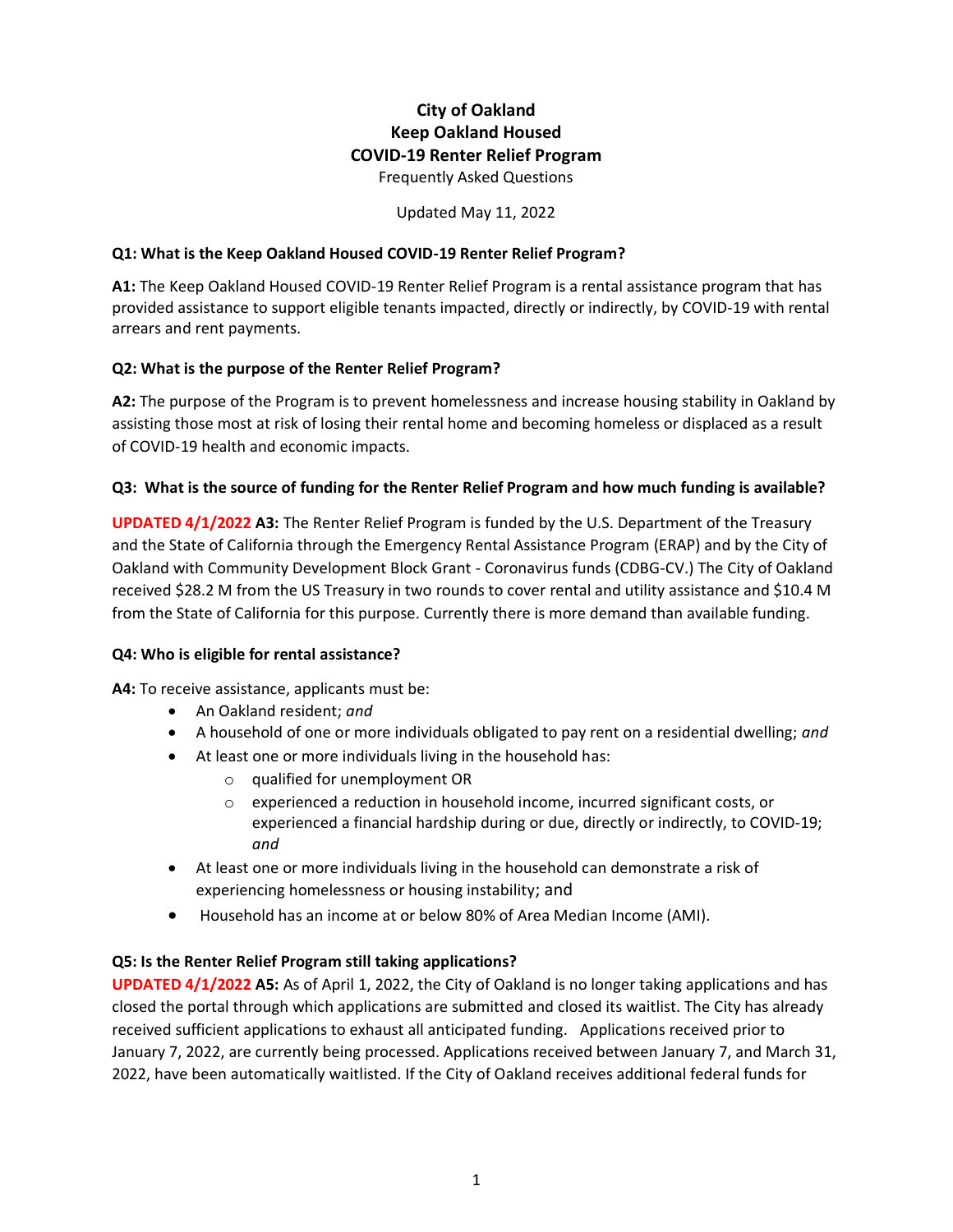# City of Oakland
# Keep Oakland Housed
# COVID-19 Renter Relief Program

Frequently Asked Questions

Updated May 11, 2022

**Q1: What is the Keep Oakland Housed COVID-19 Renter Relief Program?**

**A1:** The Keep Oakland Housed COVID-19 Renter Relief Program is a rental assistance program that has provided assistance to support eligible tenants impacted, directly or indirectly, by COVID-19 with rental arrears and rent payments.

**Q2: What is the purpose of the Renter Relief Program?**

**A2:** The purpose of the Program is to prevent homelessness and increase housing stability in Oakland by assisting those most at risk of losing their rental home and becoming homeless or displaced as a result of COVID-19 health and economic impacts.

**Q3: What is the source of funding for the Renter Relief Program and how much funding is available?**

UPDATED 4/1/2022 **A3:** The Renter Relief Program is funded by the U.S. Department of the Treasury and the State of California through the Emergency Rental Assistance Program (ERAP) and by the City of Oakland with Community Development Block Grant - Coronavirus funds (CDBG-CV.) The City of Oakland received $28.2 M from the US Treasury in two rounds to cover rental and utility assistance and $10.4 M from the State of California for this purpose. Currently there is more demand than available funding.

**Q4: Who is eligible for rental assistance?**

**A4:** To receive assistance, applicants must be:

- An Oakland resident; *and*
- A household of one or more individuals obligated to pay rent on a residential dwelling; *and*
- At least one or more individuals living in the household has:
  - qualified for unemployment OR
  - experienced a reduction in household income, incurred significant costs, or experienced a financial hardship during or due, directly or indirectly, to COVID-19; *and*
- At least one or more individuals living in the household can demonstrate a risk of experiencing homelessness or housing instability; and
- Household has an income at or below 80% of Area Median Income (AMI).

**Q5: Is the Renter Relief Program still taking applications?**

UPDATED 4/1/2022 **A5:** As of April 1, 2022, the City of Oakland is no longer taking applications and has closed the portal through which applications are submitted and closed its waitlist. The City has already received sufficient applications to exhaust all anticipated funding. Applications received prior to January 7, 2022, are currently being processed. Applications received between January 7, and March 31, 2022, have been automatically waitlisted. If the City of Oakland receives additional federal funds for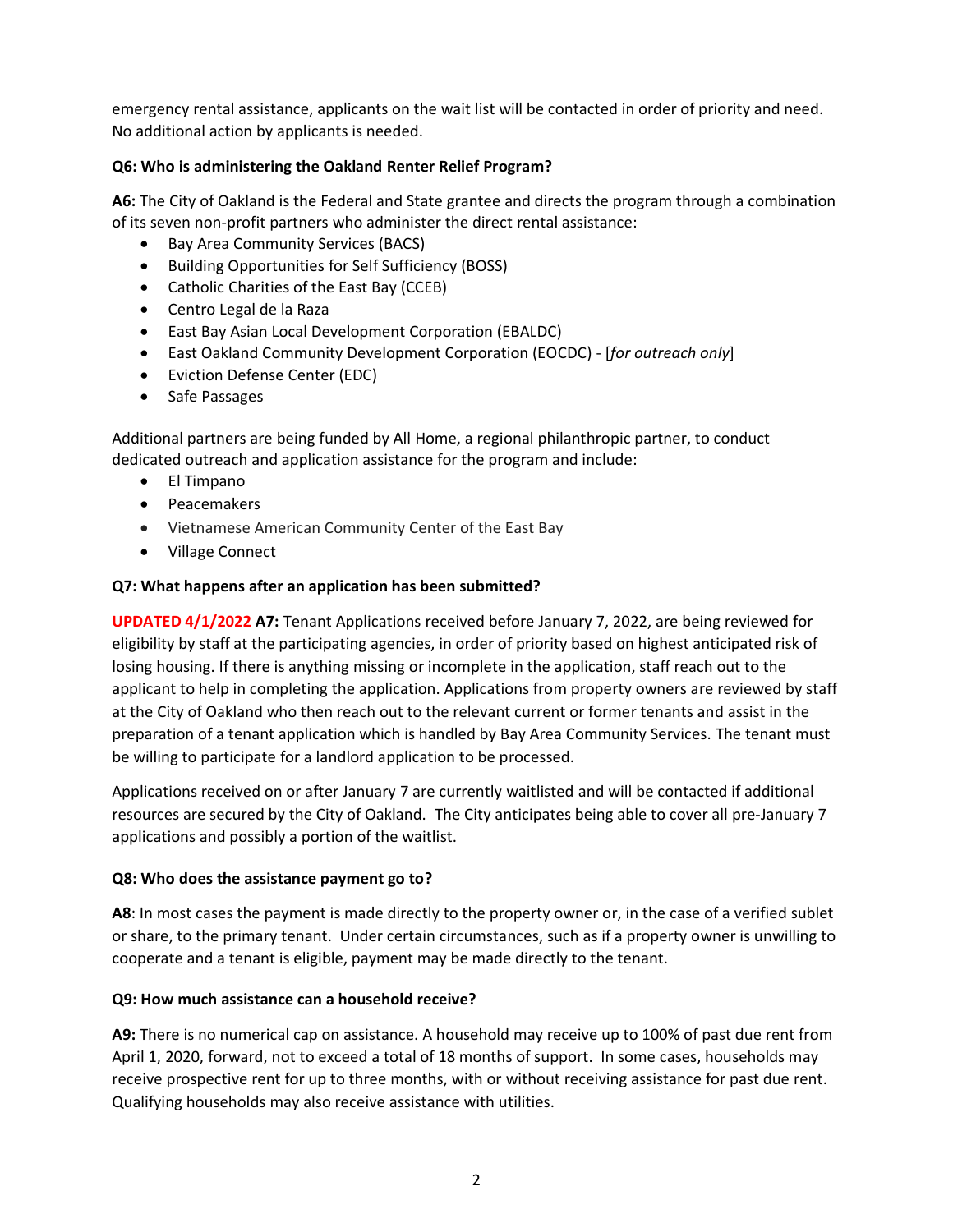emergency rental assistance, applicants on the wait list will be contacted in order of priority and need. No additional action by applicants is needed.

**Q6: Who is administering the Oakland Renter Relief Program?**

**A6:** The City of Oakland is the Federal and State grantee and directs the program through a combination of its seven non-profit partners who administer the direct rental assistance:

- Bay Area Community Services (BACS)
- Building Opportunities for Self Sufficiency (BOSS)
- Catholic Charities of the East Bay (CCEB)
- Centro Legal de la Raza
- East Bay Asian Local Development Corporation (EBALDC)
- East Oakland Community Development Corporation (EOCDC) - [*for outreach only*]
- Eviction Defense Center (EDC)
- Safe Passages

Additional partners are being funded by All Home, a regional philanthropic partner, to conduct dedicated outreach and application assistance for the program and include:

- El Timpano
- Peacemakers
- Vietnamese American Community Center of the East Bay
- Village Connect

**Q7: What happens after an application has been submitted?**

**UPDATED 4/1/2022 A7:** Tenant Applications received before January 7, 2022, are being reviewed for eligibility by staff at the participating agencies, in order of priority based on highest anticipated risk of losing housing. If there is anything missing or incomplete in the application, staff reach out to the applicant to help in completing the application. Applications from property owners are reviewed by staff at the City of Oakland who then reach out to the relevant current or former tenants and assist in the preparation of a tenant application which is handled by Bay Area Community Services. The tenant must be willing to participate for a landlord application to be processed.

Applications received on or after January 7 are currently waitlisted and will be contacted if additional resources are secured by the City of Oakland. The City anticipates being able to cover all pre-January 7 applications and possibly a portion of the waitlist.

**Q8: Who does the assistance payment go to?**

**A8**: In most cases the payment is made directly to the property owner or, in the case of a verified sublet or share, to the primary tenant. Under certain circumstances, such as if a property owner is unwilling to cooperate and a tenant is eligible, payment may be made directly to the tenant.

**Q9: How much assistance can a household receive?**

**A9:** There is no numerical cap on assistance. A household may receive up to 100% of past due rent from April 1, 2020, forward, not to exceed a total of 18 months of support. In some cases, households may receive prospective rent for up to three months, with or without receiving assistance for past due rent. Qualifying households may also receive assistance with utilities.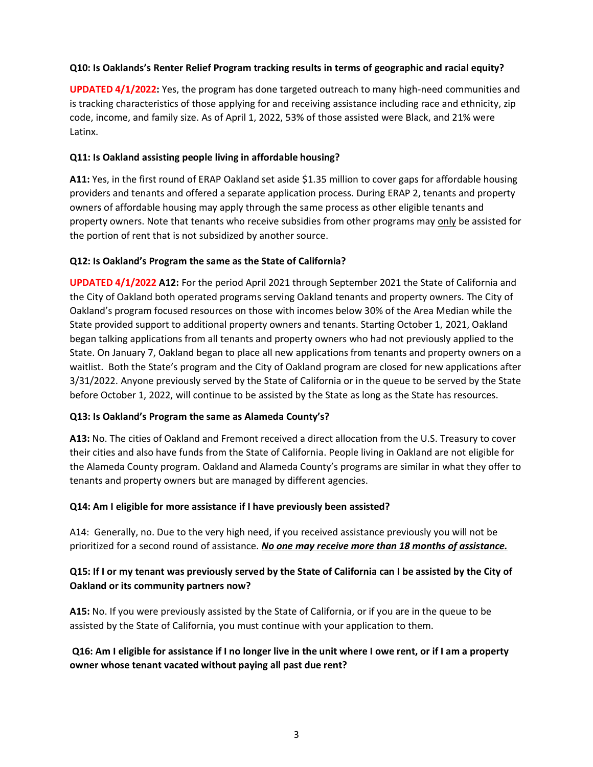**Q10: Is Oaklands's Renter Relief Program tracking results in terms of geographic and racial equity?**

**UPDATED 4/1/2022:** Yes, the program has done targeted outreach to many high-need communities and is tracking characteristics of those applying for and receiving assistance including race and ethnicity, zip code, income, and family size. As of April 1, 2022, 53% of those assisted were Black, and 21% were Latinx.

**Q11: Is Oakland assisting people living in affordable housing?**

**A11:** Yes, in the first round of ERAP Oakland set aside $1.35 million to cover gaps for affordable housing providers and tenants and offered a separate application process. During ERAP 2, tenants and property owners of affordable housing may apply through the same process as other eligible tenants and property owners. Note that tenants who receive subsidies from other programs may only be assisted for the portion of rent that is not subsidized by another source.

**Q12: Is Oakland's Program the same as the State of California?**

**UPDATED 4/1/2022 A12:** For the period April 2021 through September 2021 the State of California and the City of Oakland both operated programs serving Oakland tenants and property owners. The City of Oakland's program focused resources on those with incomes below 30% of the Area Median while the State provided support to additional property owners and tenants. Starting October 1, 2021, Oakland began talking applications from all tenants and property owners who had not previously applied to the State. On January 7, Oakland began to place all new applications from tenants and property owners on a waitlist. Both the State's program and the City of Oakland program are closed for new applications after 3/31/2022. Anyone previously served by the State of California or in the queue to be served by the State before October 1, 2022, will continue to be assisted by the State as long as the State has resources.

**Q13: Is Oakland's Program the same as Alameda County's?**

**A13:** No. The cities of Oakland and Fremont received a direct allocation from the U.S. Treasury to cover their cities and also have funds from the State of California. People living in Oakland are not eligible for the Alameda County program. Oakland and Alameda County's programs are similar in what they offer to tenants and property owners but are managed by different agencies.

**Q14: Am I eligible for more assistance if I have previously been assisted?**

A14: Generally, no. Due to the very high need, if you received assistance previously you will not be prioritized for a second round of assistance. ***No one may receive more than 18 months of assistance.***

**Q15: If I or my tenant was previously served by the State of California can I be assisted by the City of Oakland or its community partners now?**

**A15:** No. If you were previously assisted by the State of California, or if you are in the queue to be assisted by the State of California, you must continue with your application to them.

**Q16: Am I eligible for assistance if I no longer live in the unit where I owe rent, or if I am a property owner whose tenant vacated without paying all past due rent?**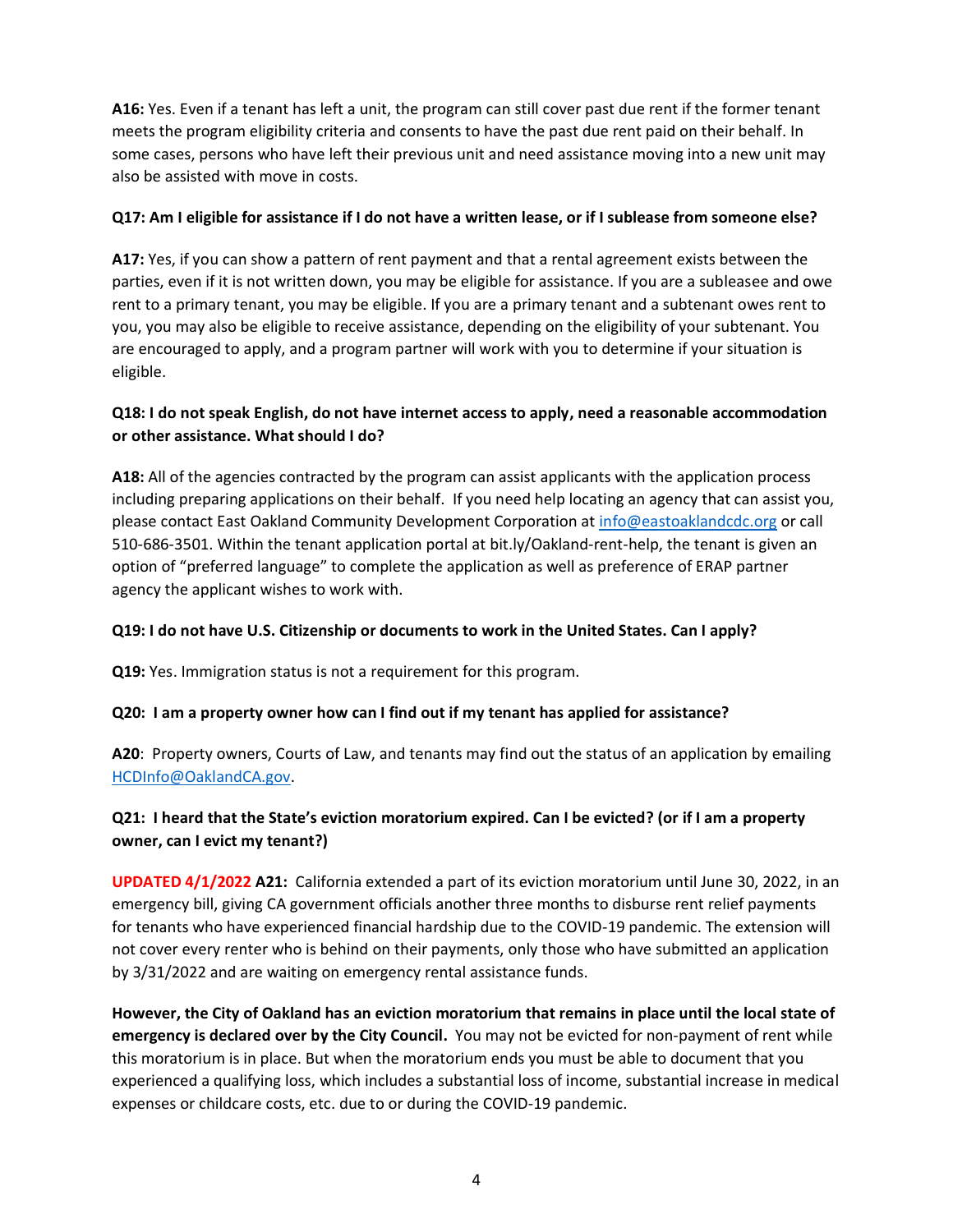**A16:** Yes. Even if a tenant has left a unit, the program can still cover past due rent if the former tenant meets the program eligibility criteria and consents to have the past due rent paid on their behalf. In some cases, persons who have left their previous unit and need assistance moving into a new unit may also be assisted with move in costs.

**Q17: Am I eligible for assistance if I do not have a written lease, or if I sublease from someone else?**

**A17:** Yes, if you can show a pattern of rent payment and that a rental agreement exists between the parties, even if it is not written down, you may be eligible for assistance. If you are a subleasee and owe rent to a primary tenant, you may be eligible. If you are a primary tenant and a subtenant owes rent to you, you may also be eligible to receive assistance, depending on the eligibility of your subtenant. You are encouraged to apply, and a program partner will work with you to determine if your situation is eligible.

**Q18: I do not speak English, do not have internet access to apply, need a reasonable accommodation or other assistance. What should I do?**

**A18:** All of the agencies contracted by the program can assist applicants with the application process including preparing applications on their behalf. If you need help locating an agency that can assist you, please contact East Oakland Community Development Corporation at info@eastoaklandcdc.org or call 510-686-3501. Within the tenant application portal at bit.ly/Oakland-rent-help, the tenant is given an option of "preferred language" to complete the application as well as preference of ERAP partner agency the applicant wishes to work with.

**Q19: I do not have U.S. Citizenship or documents to work in the United States. Can I apply?**

**Q19:** Yes. Immigration status is not a requirement for this program.

**Q20: I am a property owner how can I find out if my tenant has applied for assistance?**

**A20**: Property owners, Courts of Law, and tenants may find out the status of an application by emailing HCDInfo@OaklandCA.gov.

**Q21: I heard that the State's eviction moratorium expired. Can I be evicted? (or if I am a property owner, can I evict my tenant?)**

**UPDATED 4/1/2022 A21:** California extended a part of its eviction moratorium until June 30, 2022, in an emergency bill, giving CA government officials another three months to disburse rent relief payments for tenants who have experienced financial hardship due to the COVID-19 pandemic. The extension will not cover every renter who is behind on their payments, only those who have submitted an application by 3/31/2022 and are waiting on emergency rental assistance funds.

**However, the City of Oakland has an eviction moratorium that remains in place until the local state of emergency is declared over by the City Council.** You may not be evicted for non-payment of rent while this moratorium is in place. But when the moratorium ends you must be able to document that you experienced a qualifying loss, which includes a substantial loss of income, substantial increase in medical expenses or childcare costs, etc. due to or during the COVID-19 pandemic.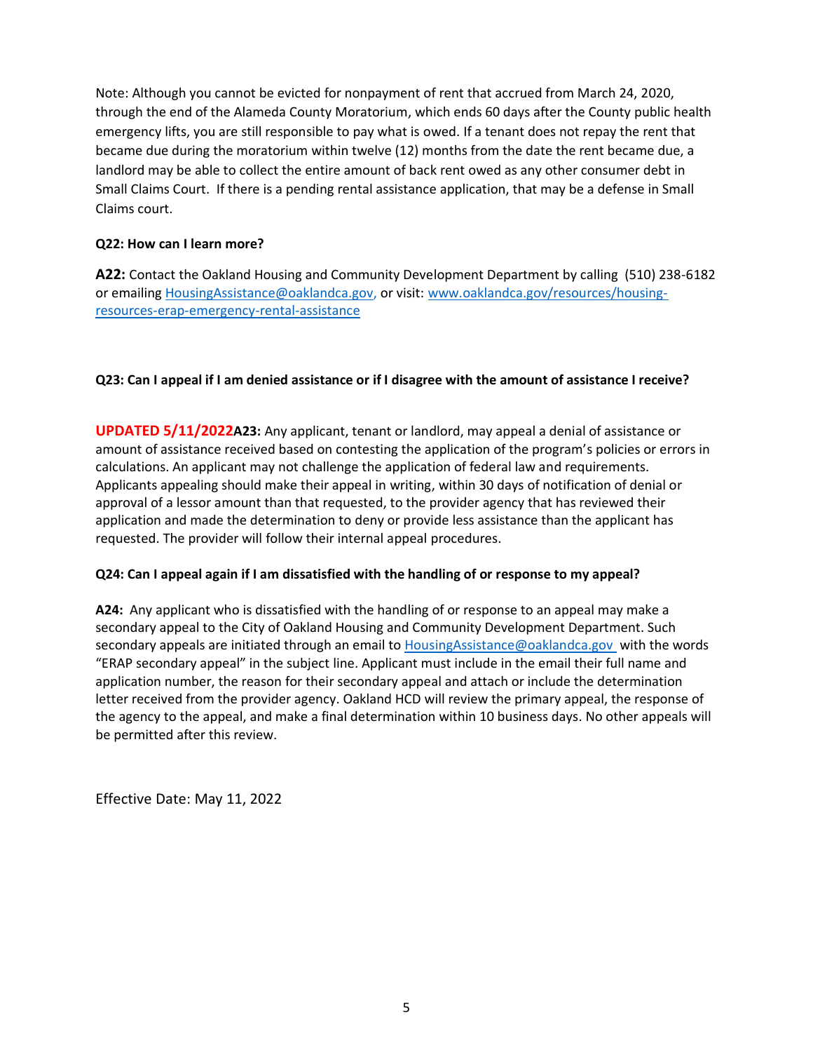Note: Although you cannot be evicted for nonpayment of rent that accrued from March 24, 2020, through the end of the Alameda County Moratorium, which ends 60 days after the County public health emergency lifts, you are still responsible to pay what is owed. If a tenant does not repay the rent that became due during the moratorium within twelve (12) months from the date the rent became due, a landlord may be able to collect the entire amount of back rent owed as any other consumer debt in Small Claims Court. If there is a pending rental assistance application, that may be a defense in Small Claims court.

**Q22: How can I learn more?**

**A22:** Contact the Oakland Housing and Community Development Department by calling (510) 238-6182 or emailing [HousingAssistance@oaklandca.gov](mailto:HousingAssistance@oaklandca.gov), or visit: [www.oaklandca.gov/resources/housing-resources-erap-emergency-rental-assistance](http://www.oaklandca.gov/resources/housing-resources-erap-emergency-rental-assistance)

**Q23: Can I appeal if I am denied assistance or if I disagree with the amount of assistance I receive?**

**UPDATED 5/11/2022** **A23:** Any applicant, tenant or landlord, may appeal a denial of assistance or amount of assistance received based on contesting the application of the program's policies or errors in calculations. An applicant may not challenge the application of federal law and requirements. Applicants appealing should make their appeal in writing, within 30 days of notification of denial or approval of a lessor amount than that requested, to the provider agency that has reviewed their application and made the determination to deny or provide less assistance than the applicant has requested. The provider will follow their internal appeal procedures.

**Q24: Can I appeal again if I am dissatisfied with the handling of or response to my appeal?**

**A24:** Any applicant who is dissatisfied with the handling of or response to an appeal may make a secondary appeal to the City of Oakland Housing and Community Development Department. Such secondary appeals are initiated through an email to [HousingAssistance@oaklandca.gov](mailto:HousingAssistance@oaklandca.gov) with the words "ERAP secondary appeal" in the subject line. Applicant must include in the email their full name and application number, the reason for their secondary appeal and attach or include the determination letter received from the provider agency. Oakland HCD will review the primary appeal, the response of the agency to the appeal, and make a final determination within 10 business days. No other appeals will be permitted after this review.

Effective Date: May 11, 2022